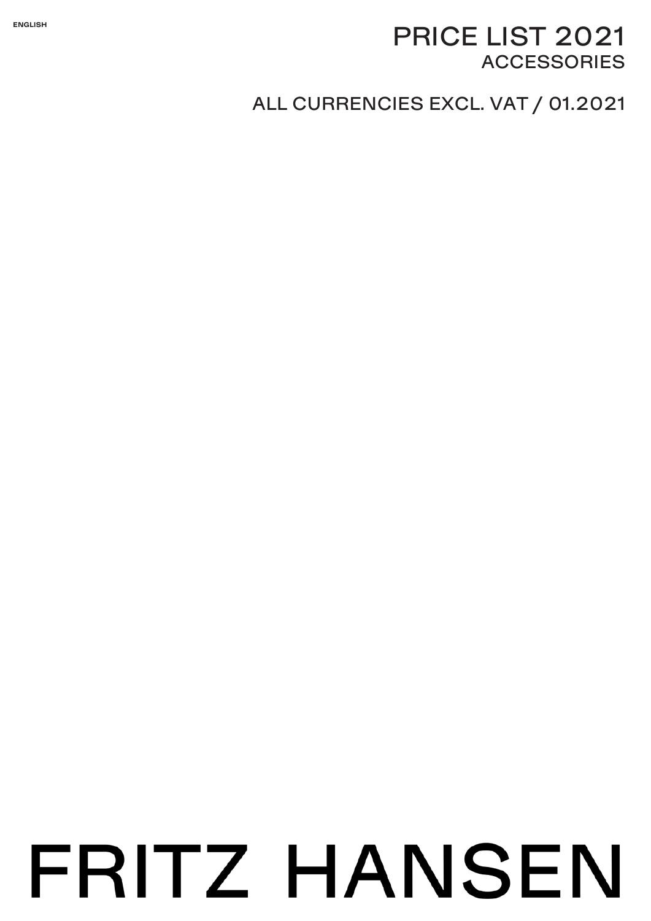ENGLISH

# PRICE LIST 2021
## ACCESSORIES

ALL CURRENCIES EXCL. VAT / 01.2021

FRITZ HANSEN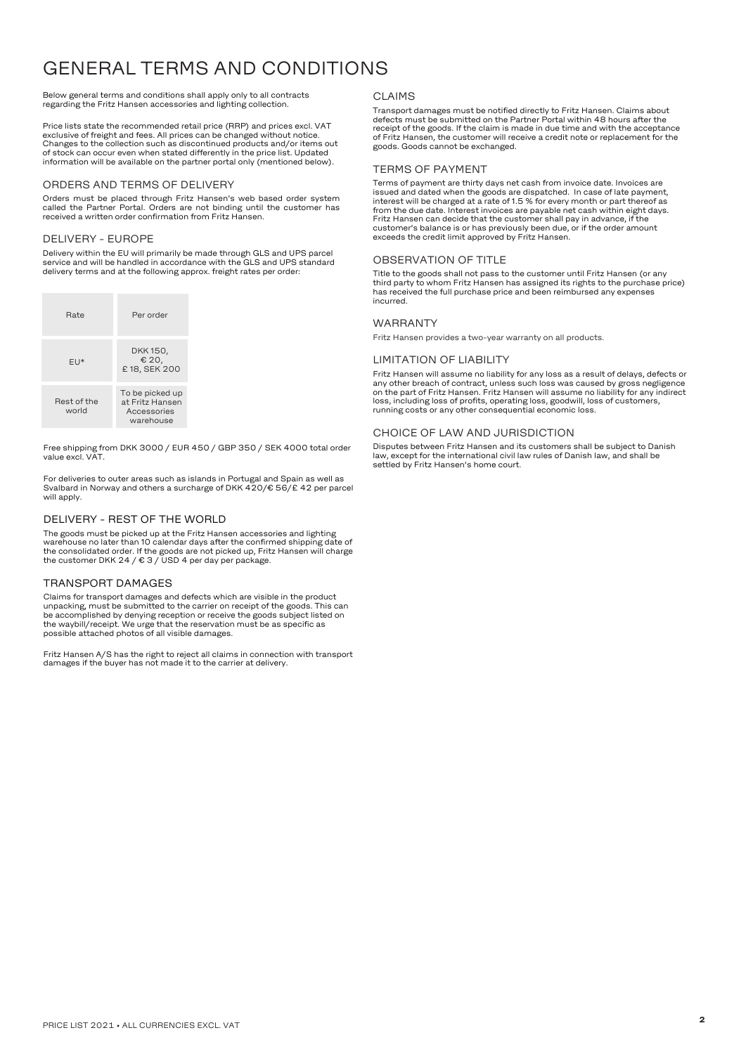# GENERAL TERMS AND CONDITIONS

Below general terms and conditions shall apply only to all contracts regarding the Fritz Hansen accessories and lighting collection.

Price lists state the recommended retail price (RRP) and prices excl. VAT exclusive of freight and fees. All prices can be changed without notice. Changes to the collection such as discontinued products and/or items out of stock can occur even when stated differently in the price list. Updated information will be available on the partner portal only (mentioned below).

## ORDERS AND TERMS OF DELIVERY

Orders must be placed through Fritz Hansen's web based order system called the Partner Portal. Orders are not binding until the customer has received a written order confirmation from Fritz Hansen.

## DELIVERY - EUROPE

Delivery within the EU will primarily be made through GLS and UPS parcel service and will be handled in accordance with the GLS and UPS standard delivery terms and at the following approx. freight rates per order:

| Rate | Per order |
|---|---|
| EU* | DKK 150, € 20, £ 18, SEK 200 |
| Rest of the world | To be picked up at Fritz Hansen Accessories warehouse |

Free shipping from DKK 3000 / EUR 450 / GBP 350 / SEK 4000 total order value excl. VAT.

For deliveries to outer areas such as islands in Portugal and Spain as well as Svalbard in Norway and others a surcharge of DKK 420/€ 56/£ 42 per parcel will apply.

## DELIVERY - REST OF THE WORLD

The goods must be picked up at the Fritz Hansen accessories and lighting warehouse no later than 10 calendar days after the confirmed shipping date of the consolidated order. If the goods are not picked up, Fritz Hansen will charge the customer DKK 24 / € 3 / USD 4 per day per package.

## TRANSPORT DAMAGES

Claims for transport damages and defects which are visible in the product unpacking, must be submitted to the carrier on receipt of the goods. This can be accomplished by denying reception or receive the goods subject listed on the waybill/receipt. We urge that the reservation must be as specific as possible attached photos of all visible damages.

Fritz Hansen A/S has the right to reject all claims in connection with transport damages if the buyer has not made it to the carrier at delivery.

## CLAIMS

Transport damages must be notified directly to Fritz Hansen. Claims about defects must be submitted on the Partner Portal within 48 hours after the receipt of the goods. If the claim is made in due time and with the acceptance of Fritz Hansen, the customer will receive a credit note or replacement for the goods. Goods cannot be exchanged.

## TERMS OF PAYMENT

Terms of payment are thirty days net cash from invoice date. Invoices are issued and dated when the goods are dispatched. In case of late payment, interest will be charged at a rate of 1.5 % for every month or part thereof as from the due date. Interest invoices are payable net cash within eight days. Fritz Hansen can decide that the customer shall pay in advance, if the customer's balance is or has previously been due, or if the order amount exceeds the credit limit approved by Fritz Hansen.

## OBSERVATION OF TITLE

Title to the goods shall not pass to the customer until Fritz Hansen (or any third party to whom Fritz Hansen has assigned its rights to the purchase price) has received the full purchase price and been reimbursed any expenses incurred.

## WARRANTY

Fritz Hansen provides a two-year warranty on all products.

## LIMITATION OF LIABILITY

Fritz Hansen will assume no liability for any loss as a result of delays, defects or any other breach of contract, unless such loss was caused by gross negligence on the part of Fritz Hansen. Fritz Hansen will assume no liability for any indirect loss, including loss of profits, operating loss, goodwill, loss of customers, running costs or any other consequential economic loss.

## CHOICE OF LAW AND JURISDICTION

Disputes between Fritz Hansen and its customers shall be subject to Danish law, except for the international civil law rules of Danish law, and shall be settled by Fritz Hansen's home court.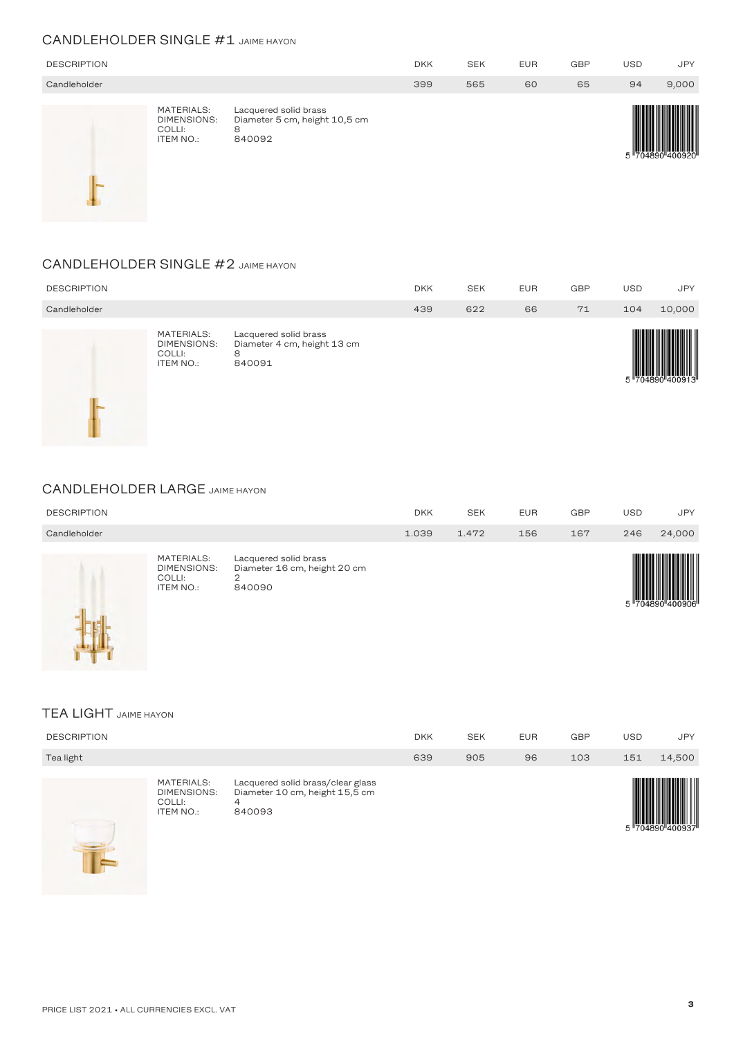## CANDLEHOLDER SINGLE #1 JAIME HAYON

| DESCRIPTION | DKK | SEK | EUR | GBP | USD | JPY |
|---|---|---|---|---|---|---|
| Candleholder | 399 | 565 | 60 | 65 | 94 | 9,000 |

MATERIALS: Lacquered solid brass
DIMENSIONS: Diameter 5 cm, height 10,5 cm
COLLI: 8
ITEM NO.: 840092

5 704890 400920

## CANDLEHOLDER SINGLE #2 JAIME HAYON

| DESCRIPTION | DKK | SEK | EUR | GBP | USD | JPY |
|---|---|---|---|---|---|---|
| Candleholder | 439 | 622 | 66 | 71 | 104 | 10,000 |

MATERIALS: Lacquered solid brass
DIMENSIONS: Diameter 4 cm, height 13 cm
COLLI: 8
ITEM NO.: 840091

5 704890 400913

## CANDLEHOLDER LARGE JAIME HAYON

| DESCRIPTION | DKK | SEK | EUR | GBP | USD | JPY |
|---|---|---|---|---|---|---|
| Candleholder | 1.039 | 1.472 | 156 | 167 | 246 | 24,000 |

MATERIALS: Lacquered solid brass
DIMENSIONS: Diameter 16 cm, height 20 cm
COLLI: 2
ITEM NO.: 840090

5 704890 400906

## TEA LIGHT JAIME HAYON

| DESCRIPTION | DKK | SEK | EUR | GBP | USD | JPY |
|---|---|---|---|---|---|---|
| Tea light | 639 | 905 | 96 | 103 | 151 | 14,500 |

MATERIALS: Lacquered solid brass/clear glass
DIMENSIONS: Diameter 10 cm, height 15,5 cm
COLLI: 4
ITEM NO.: 840093

5 704890 400937

PRICE LIST 2021 • ALL CURRENCIES EXCL. VAT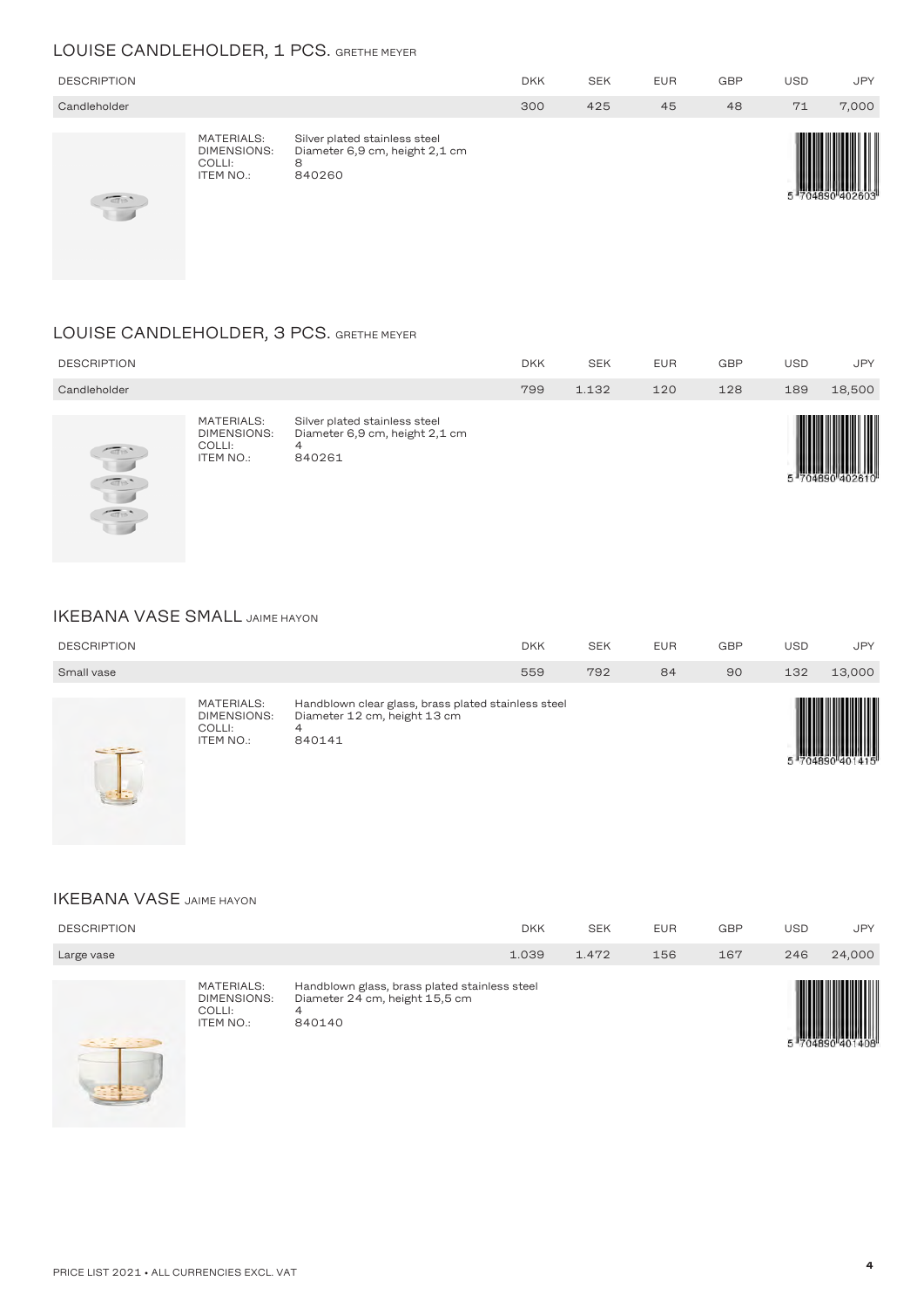## LOUISE CANDLEHOLDER, 1 PCS. GRETHE MEYER

| DESCRIPTION | DKK | SEK | EUR | GBP | USD | JPY |
|---|---|---|---|---|---|---|
| Candleholder | 300 | 425 | 45 | 48 | 71 | 7,000 |

MATERIALS: Silver plated stainless steel
DIMENSIONS: Diameter 6,9 cm, height 2,1 cm
COLLI: 8
ITEM NO.: 840260

5 704890 402603

## LOUISE CANDLEHOLDER, 3 PCS. GRETHE MEYER

| DESCRIPTION | DKK | SEK | EUR | GBP | USD | JPY |
|---|---|---|---|---|---|---|
| Candleholder | 799 | 1.132 | 120 | 128 | 189 | 18,500 |

MATERIALS: Silver plated stainless steel
DIMENSIONS: Diameter 6,9 cm, height 2,1 cm
COLLI: 4
ITEM NO.: 840261

5 704890 402610

## IKEBANA VASE SMALL JAIME HAYON

| DESCRIPTION | DKK | SEK | EUR | GBP | USD | JPY |
|---|---|---|---|---|---|---|
| Small vase | 559 | 792 | 84 | 90 | 132 | 13,000 |

MATERIALS: Handblown clear glass, brass plated stainless steel
DIMENSIONS: Diameter 12 cm, height 13 cm
COLLI: 4
ITEM NO.: 840141

5 704890 401415

## IKEBANA VASE JAIME HAYON

| DESCRIPTION | DKK | SEK | EUR | GBP | USD | JPY |
|---|---|---|---|---|---|---|
| Large vase | 1.039 | 1.472 | 156 | 167 | 246 | 24,000 |

MATERIALS: Handblown glass, brass plated stainless steel
DIMENSIONS: Diameter 24 cm, height 15,5 cm
COLLI: 4
ITEM NO.: 840140

5 704890 401408

PRICE LIST 2021 • ALL CURRENCIES EXCL. VAT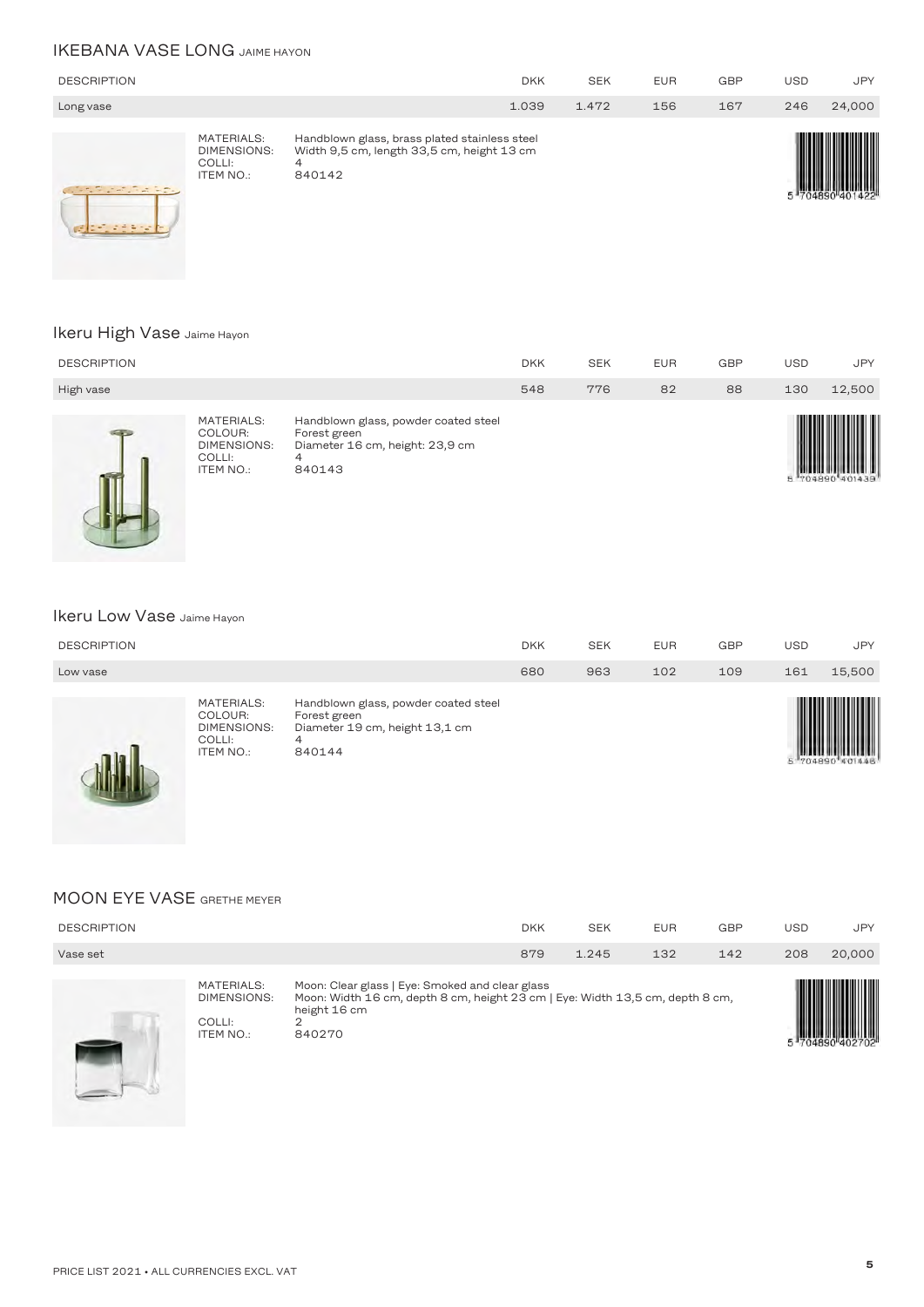## IKEBANA VASE LONG JAIME HAYON

| DESCRIPTION | DKK | SEK | EUR | GBP | USD | JPY |
|---|---|---|---|---|---|---|
| Long vase | 1.039 | 1.472 | 156 | 167 | 246 | 24,000 |

MATERIALS: Handblown glass, brass plated stainless steel
DIMENSIONS: Width 9,5 cm, length 33,5 cm, height 13 cm
COLLI: 4
ITEM NO.: 840142

5 704890 401422

## Ikeru High Vase Jaime Hayon

| DESCRIPTION | DKK | SEK | EUR | GBP | USD | JPY |
|---|---|---|---|---|---|---|
| High vase | 548 | 776 | 82 | 88 | 130 | 12,500 |

MATERIALS: Handblown glass, powder coated steel
COLOUR: Forest green
DIMENSIONS: Diameter 16 cm, height: 23,9 cm
COLLI: 4
ITEM NO.: 840143

5 704890 401439

## Ikeru Low Vase Jaime Hayon

| DESCRIPTION | DKK | SEK | EUR | GBP | USD | JPY |
|---|---|---|---|---|---|---|
| Low vase | 680 | 963 | 102 | 109 | 161 | 15,500 |

MATERIALS: Handblown glass, powder coated steel
COLOUR: Forest green
DIMENSIONS: Diameter 19 cm, height 13,1 cm
COLLI: 4
ITEM NO.: 840144

5 704890 401446

## MOON EYE VASE GRETHE MEYER

| DESCRIPTION | DKK | SEK | EUR | GBP | USD | JPY |
|---|---|---|---|---|---|---|
| Vase set | 879 | 1.245 | 132 | 142 | 208 | 20,000 |

MATERIALS: Moon: Clear glass | Eye: Smoked and clear glass
DIMENSIONS: Moon: Width 16 cm, depth 8 cm, height 23 cm | Eye: Width 13,5 cm, depth 8 cm, height 16 cm
COLLI: 2
ITEM NO.: 840270

5 704890 402702

PRICE LIST 2021 • ALL CURRENCIES EXCL. VAT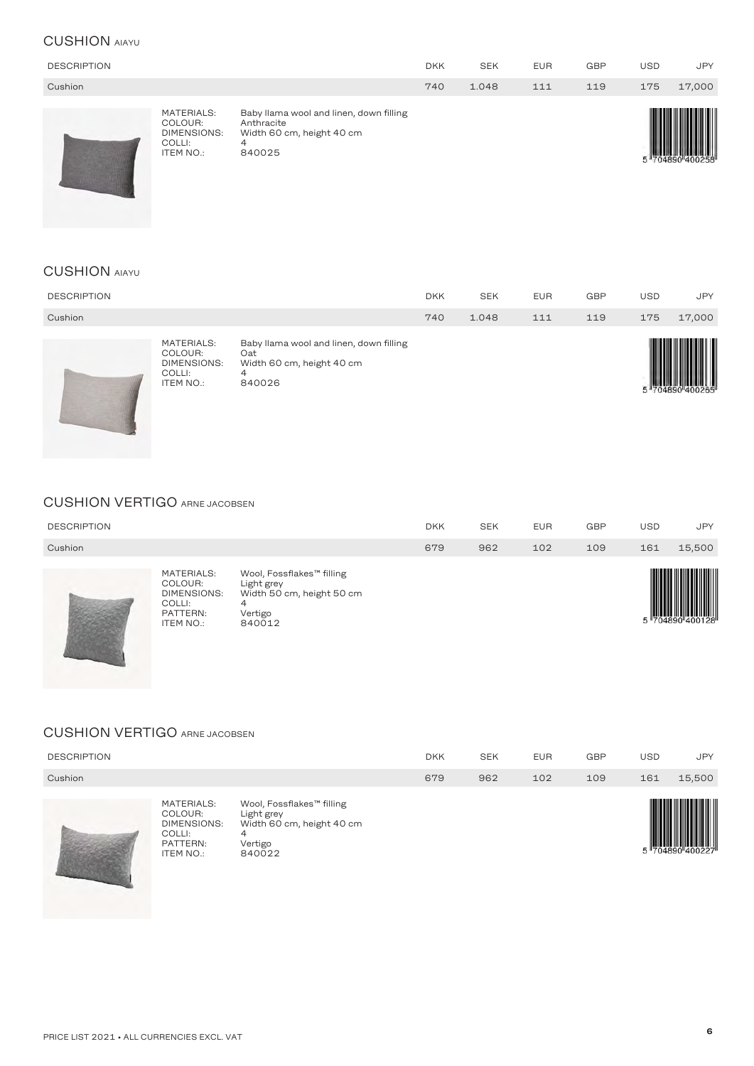## CUSHION AIAYU

| DESCRIPTION | DKK | SEK | EUR | GBP | USD | JPY |
|---|---|---|---|---|---|---|
| Cushion | 740 | 1.048 | 111 | 119 | 175 | 17,000 |

MATERIALS: Baby llama wool and linen, down filling
COLOUR: Anthracite
DIMENSIONS: Width 60 cm, height 40 cm
COLLI: 4
ITEM NO.: 840025

5 704890 400258

## CUSHION AIAYU

| DESCRIPTION | DKK | SEK | EUR | GBP | USD | JPY |
|---|---|---|---|---|---|---|
| Cushion | 740 | 1.048 | 111 | 119 | 175 | 17,000 |

MATERIALS: Baby llama wool and linen, down filling
COLOUR: Oat
DIMENSIONS: Width 60 cm, height 40 cm
COLLI: 4
ITEM NO.: 840026

5 704890 400265

## CUSHION VERTIGO ARNE JACOBSEN

| DESCRIPTION | DKK | SEK | EUR | GBP | USD | JPY |
|---|---|---|---|---|---|---|
| Cushion | 679 | 962 | 102 | 109 | 161 | 15,500 |

MATERIALS: Wool, Fossflakes™ filling
COLOUR: Light grey
DIMENSIONS: Width 50 cm, height 50 cm
COLLI: 4
PATTERN: Vertigo
ITEM NO.: 840012

5 704890 400128

## CUSHION VERTIGO ARNE JACOBSEN

| DESCRIPTION | DKK | SEK | EUR | GBP | USD | JPY |
|---|---|---|---|---|---|---|
| Cushion | 679 | 962 | 102 | 109 | 161 | 15,500 |

MATERIALS: Wool, Fossflakes™ filling
COLOUR: Light grey
DIMENSIONS: Width 60 cm, height 40 cm
COLLI: 4
PATTERN: Vertigo
ITEM NO.: 840022

5 704890 400227

PRICE LIST 2021 • ALL CURRENCIES EXCL. VAT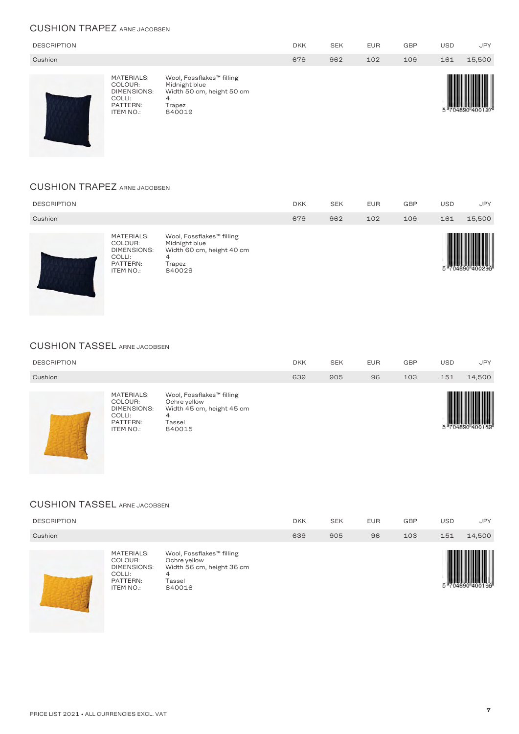## CUSHION TRAPEZ ARNE JACOBSEN

| DESCRIPTION | DKK | SEK | EUR | GBP | USD | JPY |
|---|---|---|---|---|---|---|
| Cushion | 679 | 962 | 102 | 109 | 161 | 15,500 |

MATERIALS: Wool, Fossflakes™ filling
COLOUR: Midnight blue
DIMENSIONS: Width 50 cm, height 50 cm
COLLI: 4
PATTERN: Trapez
ITEM NO.: 840019

5 704890 400197

## CUSHION TRAPEZ ARNE JACOBSEN

| DESCRIPTION | DKK | SEK | EUR | GBP | USD | JPY |
|---|---|---|---|---|---|---|
| Cushion | 679 | 962 | 102 | 109 | 161 | 15,500 |

MATERIALS: Wool, Fossflakes™ filling
COLOUR: Midnight blue
DIMENSIONS: Width 60 cm, height 40 cm
COLLI: 4
PATTERN: Trapez
ITEM NO.: 840029

5 704890 400296

## CUSHION TASSEL ARNE JACOBSEN

| DESCRIPTION | DKK | SEK | EUR | GBP | USD | JPY |
|---|---|---|---|---|---|---|
| Cushion | 639 | 905 | 96 | 103 | 151 | 14,500 |

MATERIALS: Wool, Fossflakes™ filling
COLOUR: Ochre yellow
DIMENSIONS: Width 45 cm, height 45 cm
COLLI: 4
PATTERN: Tassel
ITEM NO.: 840015

5 704890 400159

## CUSHION TASSEL ARNE JACOBSEN

| DESCRIPTION | DKK | SEK | EUR | GBP | USD | JPY |
|---|---|---|---|---|---|---|
| Cushion | 639 | 905 | 96 | 103 | 151 | 14,500 |

MATERIALS: Wool, Fossflakes™ filling
COLOUR: Ochre yellow
DIMENSIONS: Width 56 cm, height 36 cm
COLLI: 4
PATTERN: Tassel
ITEM NO.: 840016

5 704890 400166

PRICE LIST 2021 • ALL CURRENCIES EXCL. VAT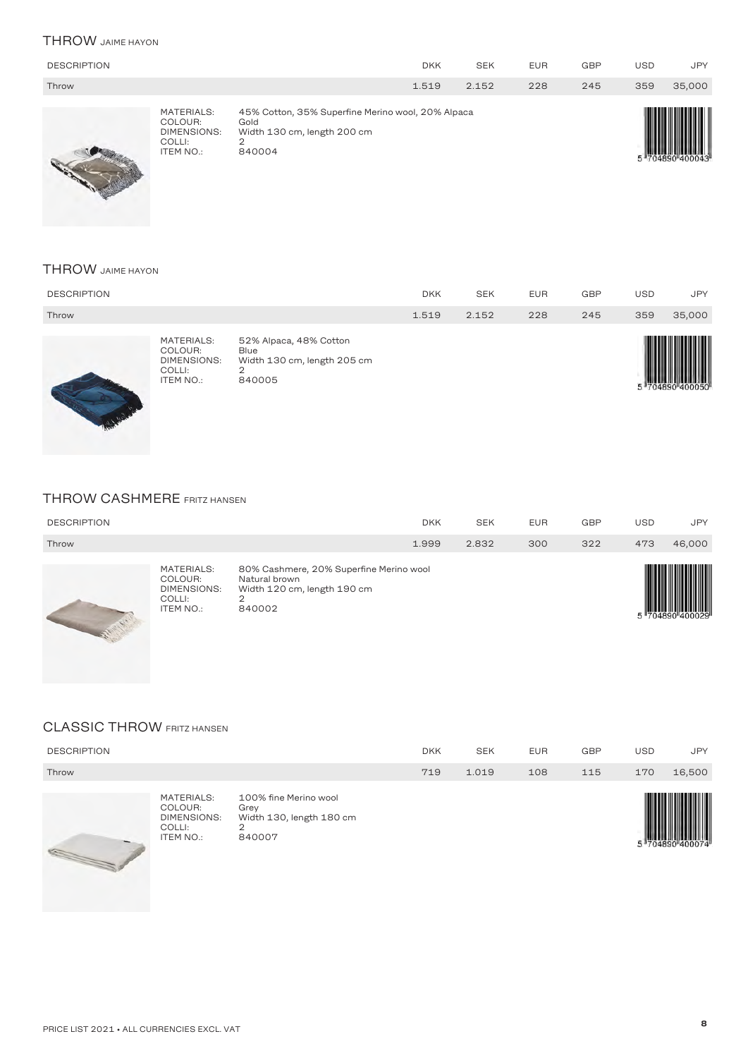## THROW JAIME HAYON

| DESCRIPTION | DKK | SEK | EUR | GBP | USD | JPY |
|---|---|---|---|---|---|---|
| Throw | 1.519 | 2.152 | 228 | 245 | 359 | 35,000 |

MATERIALS: 45% Cotton, 35% Superfine Merino wool, 20% Alpaca
COLOUR: Gold
DIMENSIONS: Width 130 cm, length 200 cm
COLLI: 2
ITEM NO.: 840004

5 704890 400043

## THROW JAIME HAYON

| DESCRIPTION | DKK | SEK | EUR | GBP | USD | JPY |
|---|---|---|---|---|---|---|
| Throw | 1.519 | 2.152 | 228 | 245 | 359 | 35,000 |

MATERIALS: 52% Alpaca, 48% Cotton
COLOUR: Blue
DIMENSIONS: Width 130 cm, length 205 cm
COLLI: 2
ITEM NO.: 840005

5 704890 400050

## THROW CASHMERE FRITZ HANSEN

| DESCRIPTION | DKK | SEK | EUR | GBP | USD | JPY |
|---|---|---|---|---|---|---|
| Throw | 1.999 | 2.832 | 300 | 322 | 473 | 46,000 |

MATERIALS: 80% Cashmere, 20% Superfine Merino wool
COLOUR: Natural brown
DIMENSIONS: Width 120 cm, length 190 cm
COLLI: 2
ITEM NO.: 840002

5 704890 400029

## CLASSIC THROW FRITZ HANSEN

| DESCRIPTION | DKK | SEK | EUR | GBP | USD | JPY |
|---|---|---|---|---|---|---|
| Throw | 719 | 1.019 | 108 | 115 | 170 | 16,500 |

MATERIALS: 100% fine Merino wool
COLOUR: Grey
DIMENSIONS: Width 130, length 180 cm
COLLI: 2
ITEM NO.: 840007

5 704890 400074

PRICE LIST 2021 • ALL CURRENCIES EXCL. VAT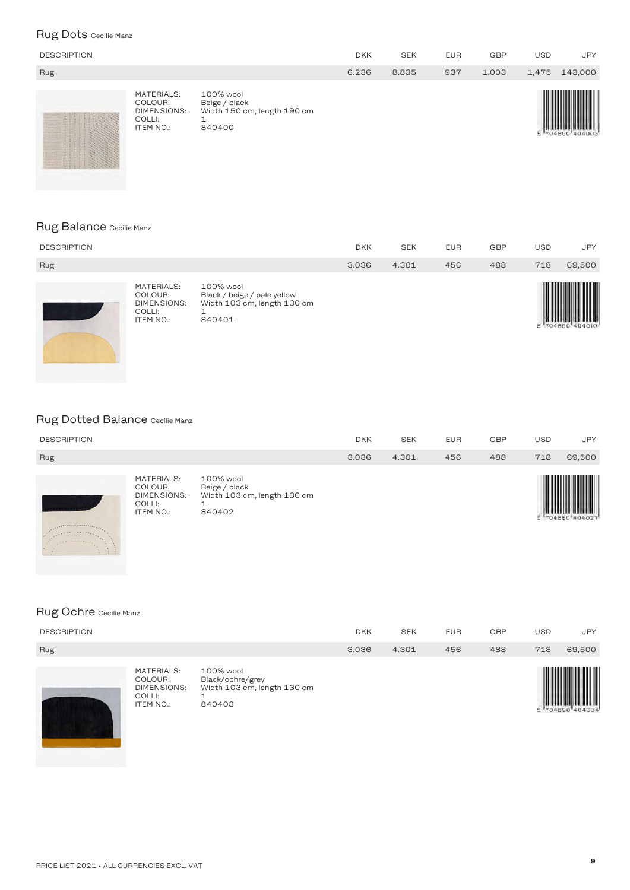## Rug Dots Cecilie Manz

| DESCRIPTION | DKK | SEK | EUR | GBP | USD | JPY |
|---|---|---|---|---|---|---|
| Rug | 6.236 | 8.835 | 937 | 1.003 | 1,475 | 143,000 |

MATERIALS: 100% wool
COLOUR: Beige / black
DIMENSIONS: Width 150 cm, length 190 cm
COLLI: 1
ITEM NO.: 840400

5 704880 404003

## Rug Balance Cecilie Manz

| DESCRIPTION | DKK | SEK | EUR | GBP | USD | JPY |
|---|---|---|---|---|---|---|
| Rug | 3.036 | 4.301 | 456 | 488 | 718 | 69,500 |

MATERIALS: 100% wool
COLOUR: Black / beige / pale yellow
DIMENSIONS: Width 103 cm, length 130 cm
COLLI: 1
ITEM NO.: 840401

5 704880 404010

## Rug Dotted Balance Cecilie Manz

| DESCRIPTION | DKK | SEK | EUR | GBP | USD | JPY |
|---|---|---|---|---|---|---|
| Rug | 3.036 | 4.301 | 456 | 488 | 718 | 69,500 |

MATERIALS: 100% wool
COLOUR: Beige / black
DIMENSIONS: Width 103 cm, length 130 cm
COLLI: 1
ITEM NO.: 840402

5 704880 404027

## Rug Ochre Cecilie Manz

| DESCRIPTION | DKK | SEK | EUR | GBP | USD | JPY |
|---|---|---|---|---|---|---|
| Rug | 3.036 | 4.301 | 456 | 488 | 718 | 69,500 |

MATERIALS: 100% wool
COLOUR: Black/ochre/grey
DIMENSIONS: Width 103 cm, length 130 cm
COLLI: 1
ITEM NO.: 840403

5 704880 404034

PRICE LIST 2021 • ALL CURRENCIES EXCL. VAT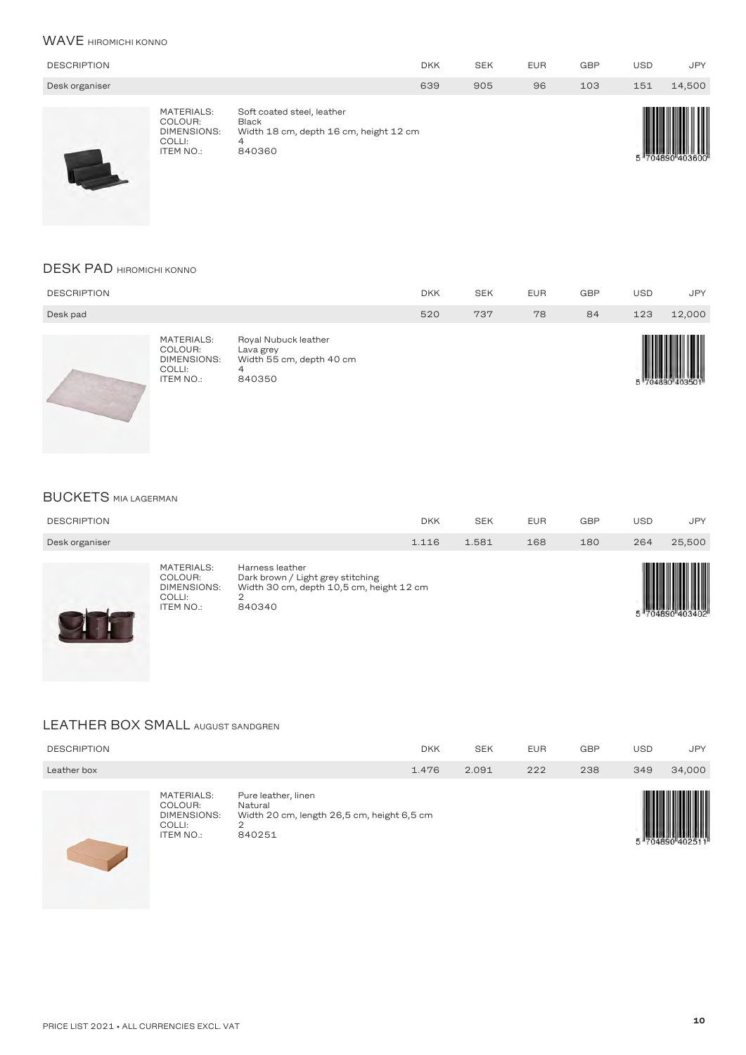## WAVE HIROMICHI KONNO

| DESCRIPTION | DKK | SEK | EUR | GBP | USD | JPY |
|---|---|---|---|---|---|---|
| Desk organiser | 639 | 905 | 96 | 103 | 151 | 14,500 |

MATERIALS: Soft coated steel, leather
COLOUR: Black
DIMENSIONS: Width 18 cm, depth 16 cm, height 12 cm
COLLI: 4
ITEM NO.: 840360

5 704890 403600

## DESK PAD HIROMICHI KONNO

| DESCRIPTION | DKK | SEK | EUR | GBP | USD | JPY |
|---|---|---|---|---|---|---|
| Desk pad | 520 | 737 | 78 | 84 | 123 | 12,000 |

MATERIALS: Royal Nubuck leather
COLOUR: Lava grey
DIMENSIONS: Width 55 cm, depth 40 cm
COLLI: 4
ITEM NO.: 840350

5 704890 403501

## BUCKETS MIA LAGERMAN

| DESCRIPTION | DKK | SEK | EUR | GBP | USD | JPY |
|---|---|---|---|---|---|---|
| Desk organiser | 1.116 | 1.581 | 168 | 180 | 264 | 25,500 |

MATERIALS: Harness leather
COLOUR: Dark brown / Light grey stitching
DIMENSIONS: Width 30 cm, depth 10,5 cm, height 12 cm
COLLI: 2
ITEM NO.: 840340

5 704890 403402

## LEATHER BOX SMALL AUGUST SANDGREN

| DESCRIPTION | DKK | SEK | EUR | GBP | USD | JPY |
|---|---|---|---|---|---|---|
| Leather box | 1.476 | 2.091 | 222 | 238 | 349 | 34,000 |

MATERIALS: Pure leather, linen
COLOUR: Natural
DIMENSIONS: Width 20 cm, length 26,5 cm, height 6,5 cm
COLLI: 2
ITEM NO.: 840251

5 704890 402511

PRICE LIST 2021 • ALL CURRENCIES EXCL. VAT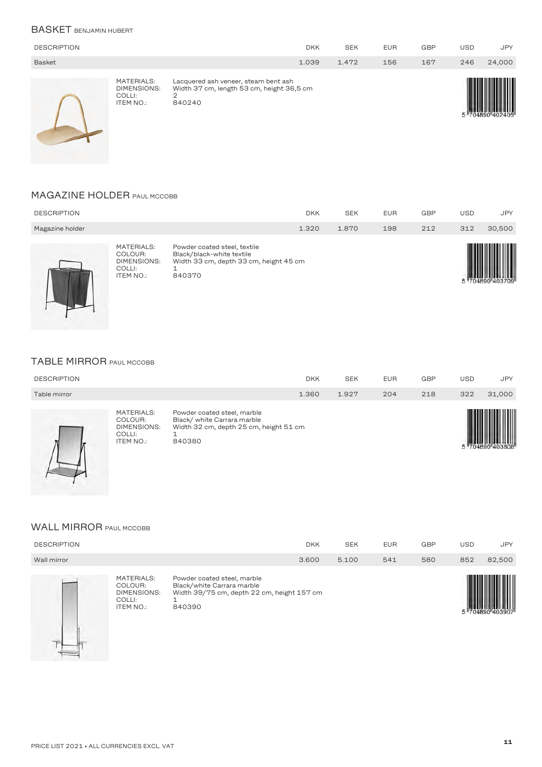## BASKET BENJAMIN HUBERT

| DESCRIPTION | DKK | SEK | EUR | GBP | USD | JPY |
|---|---|---|---|---|---|---|
| Basket | 1.039 | 1.472 | 156 | 167 | 246 | 24,000 |

MATERIALS: Lacquered ash veneer, steam bent ash
DIMENSIONS: Width 37 cm, length 53 cm, height 36,5 cm
COLLI: 2
ITEM NO.: 840240

5 704890 402405

## MAGAZINE HOLDER PAUL MCCOBB

| DESCRIPTION | DKK | SEK | EUR | GBP | USD | JPY |
|---|---|---|---|---|---|---|
| Magazine holder | 1.320 | 1.870 | 198 | 212 | 312 | 30,500 |

MATERIALS: Powder coated steel, textile
COLOUR: Black/black-white textile
DIMENSIONS: Width 33 cm, depth 33 cm, height 45 cm
COLLI: 1
ITEM NO.: 840370

5 704890 403709

## TABLE MIRROR PAUL MCCOBB

| DESCRIPTION | DKK | SEK | EUR | GBP | USD | JPY |
|---|---|---|---|---|---|---|
| Table mirror | 1.360 | 1.927 | 204 | 218 | 322 | 31,000 |

MATERIALS: Powder coated steel, marble
COLOUR: Black/ white Carrara marble
DIMENSIONS: Width 32 cm, depth 25 cm, height 51 cm
COLLI: 1
ITEM NO.: 840380

5 704890 403808

## WALL MIRROR PAUL MCCOBB

| DESCRIPTION | DKK | SEK | EUR | GBP | USD | JPY |
|---|---|---|---|---|---|---|
| Wall mirror | 3.600 | 5.100 | 541 | 580 | 852 | 82,500 |

MATERIALS: Powder coated steel, marble
COLOUR: Black/white Carrara marble
DIMENSIONS: Width 39/75 cm, depth 22 cm, height 157 cm
COLLI: 1
ITEM NO.: 840390

5 704890 403907

PRICE LIST 2021 • ALL CURRENCIES EXCL. VAT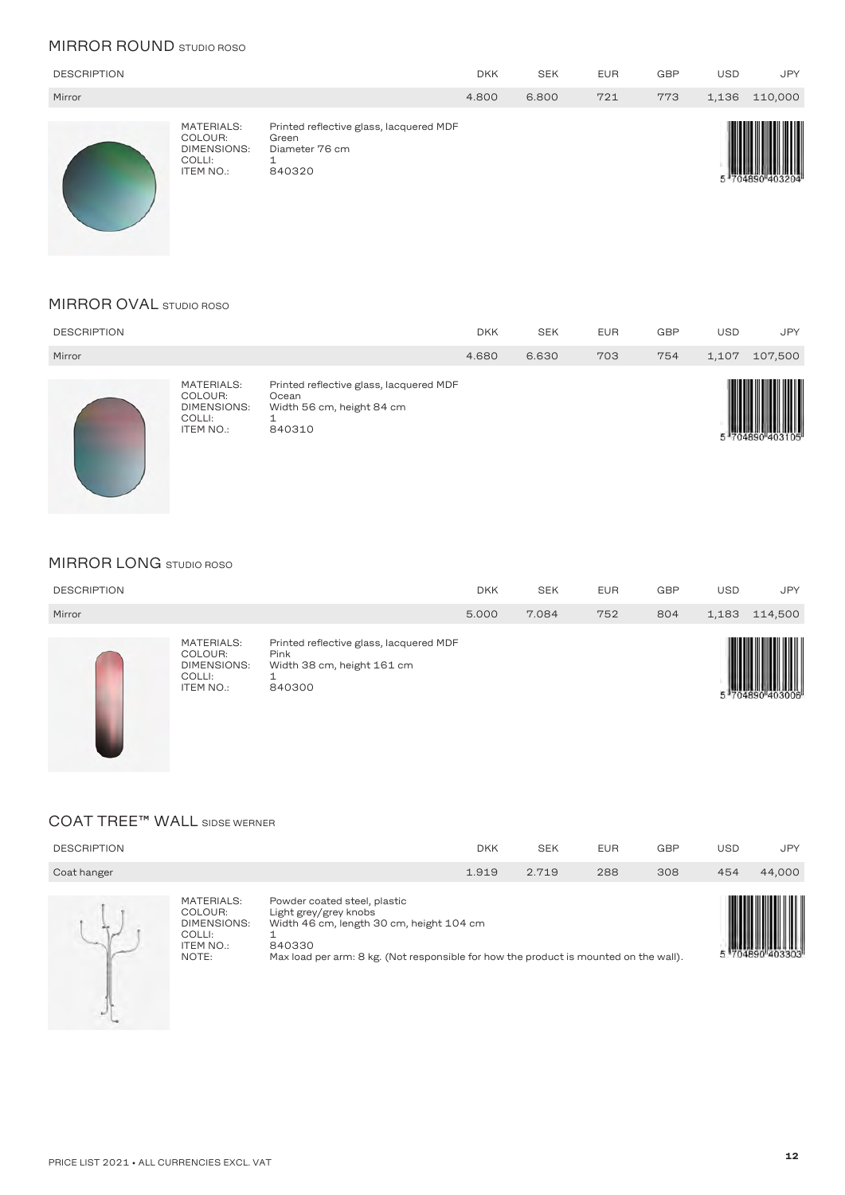## MIRROR ROUND STUDIO ROSO

| DESCRIPTION | DKK | SEK | EUR | GBP | USD | JPY |
|---|---|---|---|---|---|---|
| Mirror | 4.800 | 6.800 | 721 | 773 | 1,136 | 110,000 |

MATERIALS: Printed reflective glass, lacquered MDF
COLOUR: Green
DIMENSIONS: Diameter 76 cm
COLLI: 1
ITEM NO.: 840320

5 704890 403204

## MIRROR OVAL STUDIO ROSO

| DESCRIPTION | DKK | SEK | EUR | GBP | USD | JPY |
|---|---|---|---|---|---|---|
| Mirror | 4.680 | 6.630 | 703 | 754 | 1,107 | 107,500 |

MATERIALS: Printed reflective glass, lacquered MDF
COLOUR: Ocean
DIMENSIONS: Width 56 cm, height 84 cm
COLLI: 1
ITEM NO.: 840310

5 704890 403105

## MIRROR LONG STUDIO ROSO

| DESCRIPTION | DKK | SEK | EUR | GBP | USD | JPY |
|---|---|---|---|---|---|---|
| Mirror | 5.000 | 7.084 | 752 | 804 | 1,183 | 114,500 |

MATERIALS: Printed reflective glass, lacquered MDF
COLOUR: Pink
DIMENSIONS: Width 38 cm, height 161 cm
COLLI: 1
ITEM NO.: 840300

5 704890 403006

## COAT TREE™ WALL SIDSE WERNER

| DESCRIPTION | DKK | SEK | EUR | GBP | USD | JPY |
|---|---|---|---|---|---|---|
| Coat hanger | 1.919 | 2.719 | 288 | 308 | 454 | 44,000 |

MATERIALS: Powder coated steel, plastic
COLOUR: Light grey/grey knobs
DIMENSIONS: Width 46 cm, length 30 cm, height 104 cm
COLLI: 1
ITEM NO.: 840330
NOTE: Max load per arm: 8 kg. (Not responsible for how the product is mounted on the wall).

5 704890 403303

PRICE LIST 2021 • ALL CURRENCIES EXCL. VAT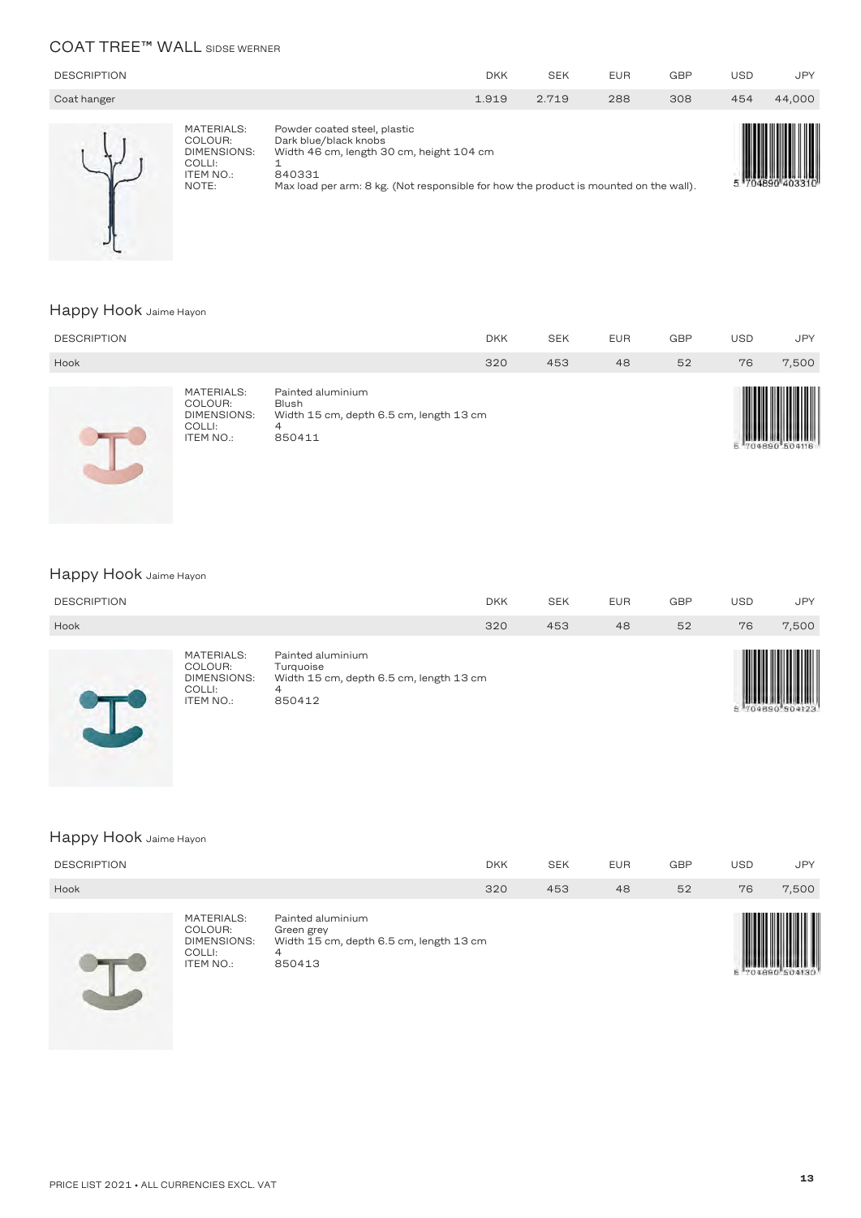## COAT TREE™ WALL SIDSE WERNER

| DESCRIPTION | DKK | SEK | EUR | GBP | USD | JPY |
|---|---|---|---|---|---|---|
| Coat hanger | 1.919 | 2.719 | 288 | 308 | 454 | 44,000 |

MATERIALS: Powder coated steel, plastic
COLOUR: Dark blue/black knobs
DIMENSIONS: Width 46 cm, length 30 cm, height 104 cm
COLLI: 1
ITEM NO.: 840331
NOTE: Max load per arm: 8 kg. (Not responsible for how the product is mounted on the wall).

5 704890 403310

## Happy Hook Jaime Hayon

| DESCRIPTION | DKK | SEK | EUR | GBP | USD | JPY |
|---|---|---|---|---|---|---|
| Hook | 320 | 453 | 48 | 52 | 76 | 7,500 |

MATERIALS: Painted aluminium
COLOUR: Blush
DIMENSIONS: Width 15 cm, depth 6.5 cm, length 13 cm
COLLI: 4
ITEM NO.: 850411

5 704890 504116

## Happy Hook Jaime Hayon

| DESCRIPTION | DKK | SEK | EUR | GBP | USD | JPY |
|---|---|---|---|---|---|---|
| Hook | 320 | 453 | 48 | 52 | 76 | 7,500 |

MATERIALS: Painted aluminium
COLOUR: Turquoise
DIMENSIONS: Width 15 cm, depth 6.5 cm, length 13 cm
COLLI: 4
ITEM NO.: 850412

5 704890 504123

## Happy Hook Jaime Hayon

| DESCRIPTION | DKK | SEK | EUR | GBP | USD | JPY |
|---|---|---|---|---|---|---|
| Hook | 320 | 453 | 48 | 52 | 76 | 7,500 |

MATERIALS: Painted aluminium
COLOUR: Green grey
DIMENSIONS: Width 15 cm, depth 6.5 cm, length 13 cm
COLLI: 4
ITEM NO.: 850413

5 704890 504130

PRICE LIST 2021 • ALL CURRENCIES EXCL. VAT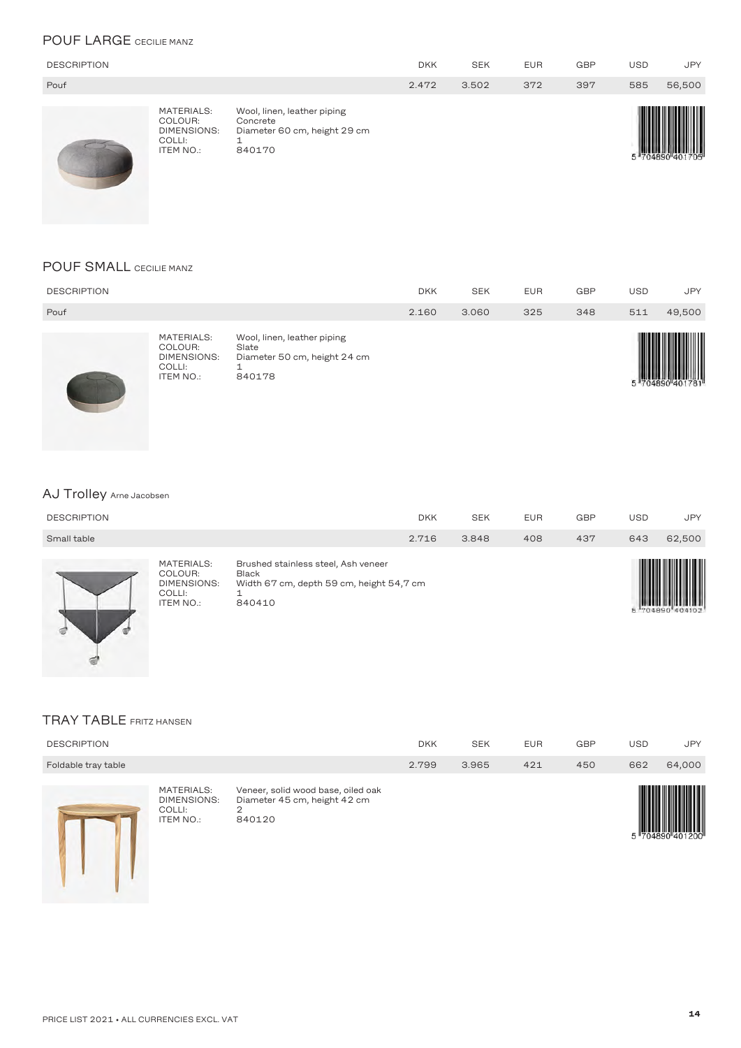## POUF LARGE CECILIE MANZ

| DESCRIPTION | DKK | SEK | EUR | GBP | USD | JPY |
|---|---|---|---|---|---|---|
| Pouf | 2.472 | 3.502 | 372 | 397 | 585 | 56,500 |

MATERIALS: Wool, linen, leather piping
COLOUR: Concrete
DIMENSIONS: Diameter 60 cm, height 29 cm
COLLI: 1
ITEM NO.: 840170

5 704890 401705

## POUF SMALL CECILIE MANZ

| DESCRIPTION | DKK | SEK | EUR | GBP | USD | JPY |
|---|---|---|---|---|---|---|
| Pouf | 2.160 | 3.060 | 325 | 348 | 511 | 49,500 |

MATERIALS: Wool, linen, leather piping
COLOUR: Slate
DIMENSIONS: Diameter 50 cm, height 24 cm
COLLI: 1
ITEM NO.: 840178

5 704890 401781

## AJ Trolley Arne Jacobsen

| DESCRIPTION | DKK | SEK | EUR | GBP | USD | JPY |
|---|---|---|---|---|---|---|
| Small table | 2.716 | 3.848 | 408 | 437 | 643 | 62,500 |

MATERIALS: Brushed stainless steel, Ash veneer
COLOUR: Black
DIMENSIONS: Width 67 cm, depth 59 cm, height 54,7 cm
COLLI: 1
ITEM NO.: 840410

5 704890 404102

## TRAY TABLE FRITZ HANSEN

| DESCRIPTION | DKK | SEK | EUR | GBP | USD | JPY |
|---|---|---|---|---|---|---|
| Foldable tray table | 2.799 | 3.965 | 421 | 450 | 662 | 64,000 |

MATERIALS: Veneer, solid wood base, oiled oak
DIMENSIONS: Diameter 45 cm, height 42 cm
COLLI: 2
ITEM NO.: 840120

5 704890 401200

PRICE LIST 2021 • ALL CURRENCIES EXCL. VAT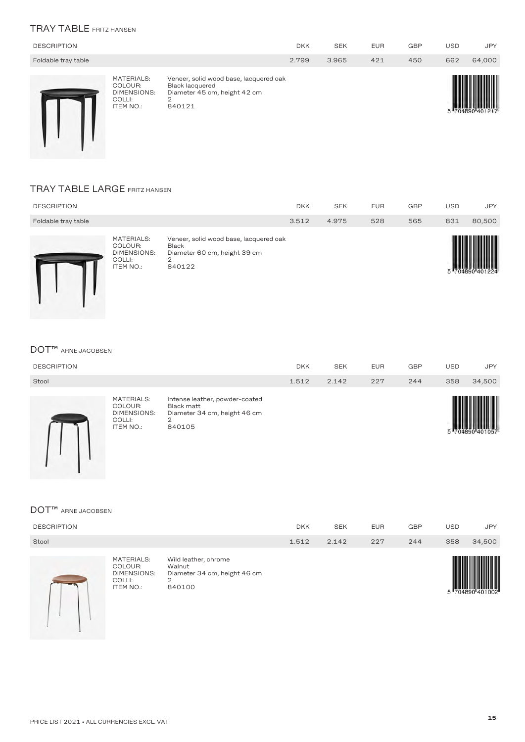## TRAY TABLE FRITZ HANSEN

| DESCRIPTION | DKK | SEK | EUR | GBP | USD | JPY |
|---|---|---|---|---|---|---|
| Foldable tray table | 2.799 | 3.965 | 421 | 450 | 662 | 64,000 |

MATERIALS: Veneer, solid wood base, lacquered oak
COLOUR: Black lacquered
DIMENSIONS: Diameter 45 cm, height 42 cm
COLLI: 2
ITEM NO.: 840121

5 704890 401217

## TRAY TABLE LARGE FRITZ HANSEN

| DESCRIPTION | DKK | SEK | EUR | GBP | USD | JPY |
|---|---|---|---|---|---|---|
| Foldable tray table | 3.512 | 4.975 | 528 | 565 | 831 | 80,500 |

MATERIALS: Veneer, solid wood base, lacquered oak
COLOUR: Black
DIMENSIONS: Diameter 60 cm, height 39 cm
COLLI: 2
ITEM NO.: 840122

5 704890 401224

## DOT™ ARNE JACOBSEN

| DESCRIPTION | DKK | SEK | EUR | GBP | USD | JPY |
|---|---|---|---|---|---|---|
| Stool | 1.512 | 2.142 | 227 | 244 | 358 | 34,500 |

MATERIALS: Intense leather, powder-coated
COLOUR: Black matt
DIMENSIONS: Diameter 34 cm, height 46 cm
COLLI: 2
ITEM NO.: 840105

5 704890 401057

## DOT™ ARNE JACOBSEN

| DESCRIPTION | DKK | SEK | EUR | GBP | USD | JPY |
|---|---|---|---|---|---|---|
| Stool | 1.512 | 2.142 | 227 | 244 | 358 | 34,500 |

MATERIALS: Wild leather, chrome
COLOUR: Walnut
DIMENSIONS: Diameter 34 cm, height 46 cm
COLLI: 2
ITEM NO.: 840100

5 704890 401002

PRICE LIST 2021 • ALL CURRENCIES EXCL. VAT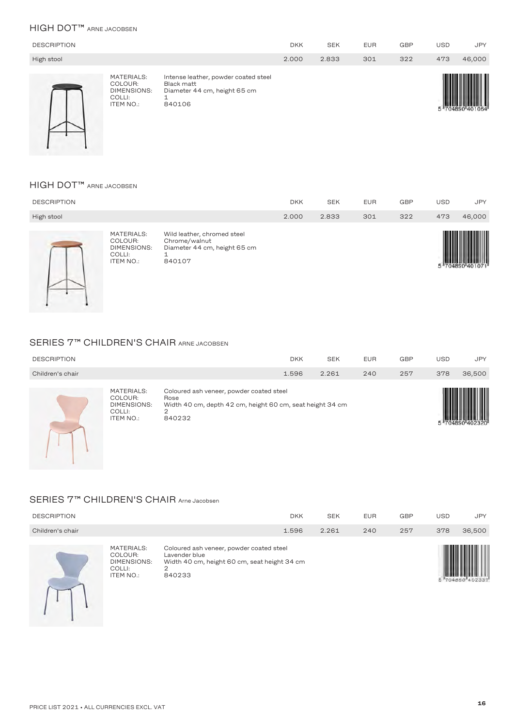## HIGH DOT™ ARNE JACOBSEN

| DESCRIPTION | DKK | SEK | EUR | GBP | USD | JPY |
|---|---|---|---|---|---|---|
| High stool | 2.000 | 2.833 | 301 | 322 | 473 | 46,000 |

MATERIALS: Intense leather, powder coated steel
COLOUR: Black matt
DIMENSIONS: Diameter 44 cm, height 65 cm
COLLI: 1
ITEM NO.: 840106

5 704890 401064

## HIGH DOT™ ARNE JACOBSEN

| DESCRIPTION | DKK | SEK | EUR | GBP | USD | JPY |
|---|---|---|---|---|---|---|
| High stool | 2.000 | 2.833 | 301 | 322 | 473 | 46,000 |

MATERIALS: Wild leather, chromed steel
COLOUR: Chrome/walnut
DIMENSIONS: Diameter 44 cm, height 65 cm
COLLI: 1
ITEM NO.: 840107

5 704890 401071

## SERIES 7™ CHILDREN'S CHAIR ARNE JACOBSEN

| DESCRIPTION | DKK | SEK | EUR | GBP | USD | JPY |
|---|---|---|---|---|---|---|
| Children's chair | 1.596 | 2.261 | 240 | 257 | 378 | 36,500 |

MATERIALS: Coloured ash veneer, powder coated steel
COLOUR: Rose
DIMENSIONS: Width 40 cm, depth 42 cm, height 60 cm, seat height 34 cm
COLLI: 2
ITEM NO.: 840232

5 704890 402320

## SERIES 7™ CHILDREN'S CHAIR Arne Jacobsen

| DESCRIPTION | DKK | SEK | EUR | GBP | USD | JPY |
|---|---|---|---|---|---|---|
| Children's chair | 1.596 | 2.261 | 240 | 257 | 378 | 36,500 |

MATERIALS: Coloured ash veneer, powder coated steel
COLOUR: Lavender blue
DIMENSIONS: Width 40 cm, height 60 cm, seat height 34 cm
COLLI: 2
ITEM NO.: 840233

5 704890 402337

PRICE LIST 2021 • ALL CURRENCIES EXCL. VAT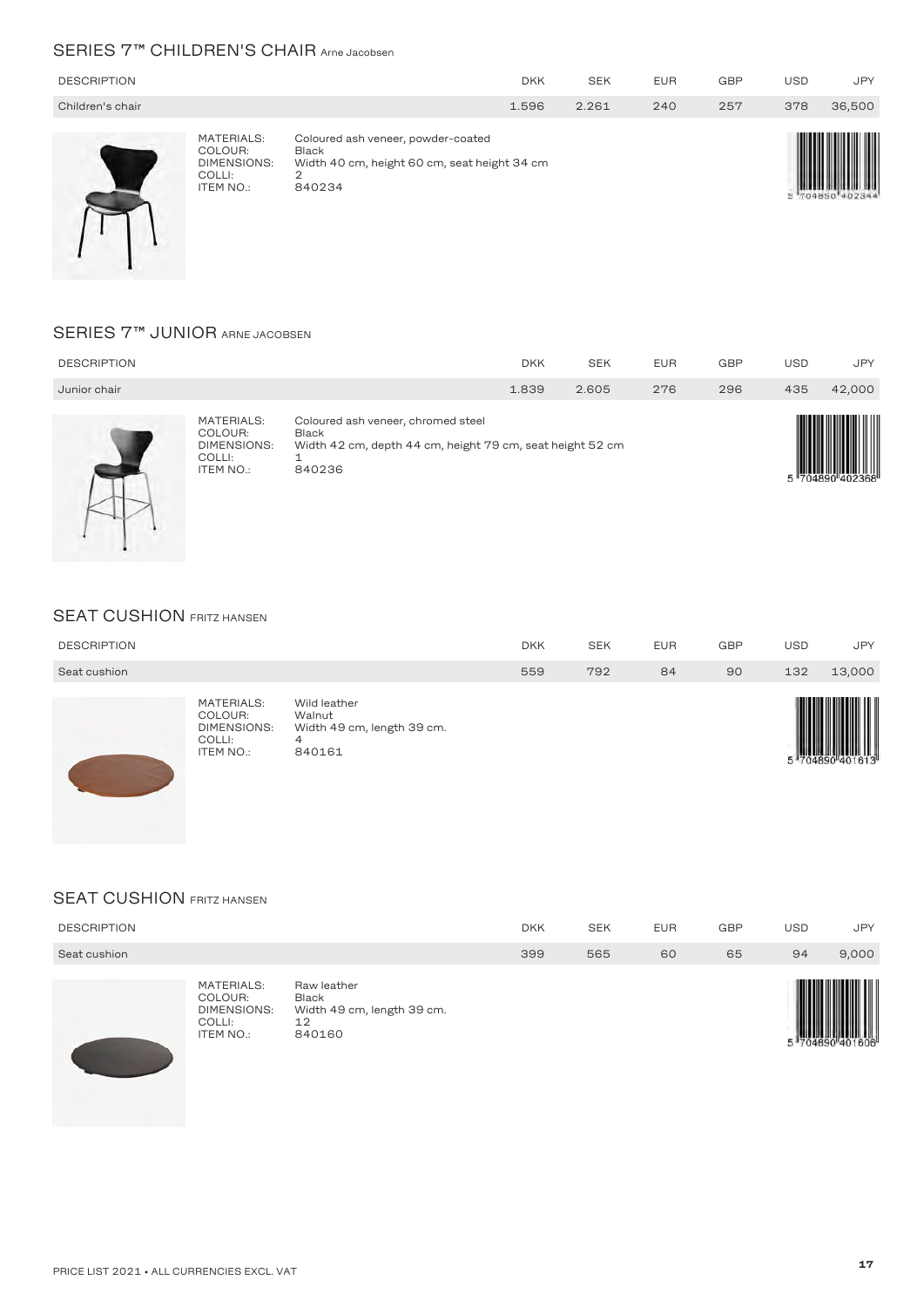## SERIES 7™ CHILDREN'S CHAIR Arne Jacobsen

| DESCRIPTION | DKK | SEK | EUR | GBP | USD | JPY |
|---|---|---|---|---|---|---|
| Children's chair | 1.596 | 2.261 | 240 | 257 | 378 | 36,500 |

MATERIALS: Coloured ash veneer, powder-coated
COLOUR: Black
DIMENSIONS: Width 40 cm, height 60 cm, seat height 34 cm
COLLI: 2
ITEM NO.: 840234

5 704890 402344

## SERIES 7™ JUNIOR ARNE JACOBSEN

| DESCRIPTION | DKK | SEK | EUR | GBP | USD | JPY |
|---|---|---|---|---|---|---|
| Junior chair | 1.839 | 2.605 | 276 | 296 | 435 | 42,000 |

MATERIALS: Coloured ash veneer, chromed steel
COLOUR: Black
DIMENSIONS: Width 42 cm, depth 44 cm, height 79 cm, seat height 52 cm
COLLI: 1
ITEM NO.: 840236

5 704890 402368

## SEAT CUSHION FRITZ HANSEN

| DESCRIPTION | DKK | SEK | EUR | GBP | USD | JPY |
|---|---|---|---|---|---|---|
| Seat cushion | 559 | 792 | 84 | 90 | 132 | 13,000 |

MATERIALS: Wild leather
COLOUR: Walnut
DIMENSIONS: Width 49 cm, length 39 cm.
COLLI: 4
ITEM NO.: 840161

5 704890 401613

## SEAT CUSHION FRITZ HANSEN

| DESCRIPTION | DKK | SEK | EUR | GBP | USD | JPY |
|---|---|---|---|---|---|---|
| Seat cushion | 399 | 565 | 60 | 65 | 94 | 9,000 |

MATERIALS: Raw leather
COLOUR: Black
DIMENSIONS: Width 49 cm, length 39 cm.
COLLI: 12
ITEM NO.: 840160

5 704890 401606

PRICE LIST 2021 • ALL CURRENCIES EXCL. VAT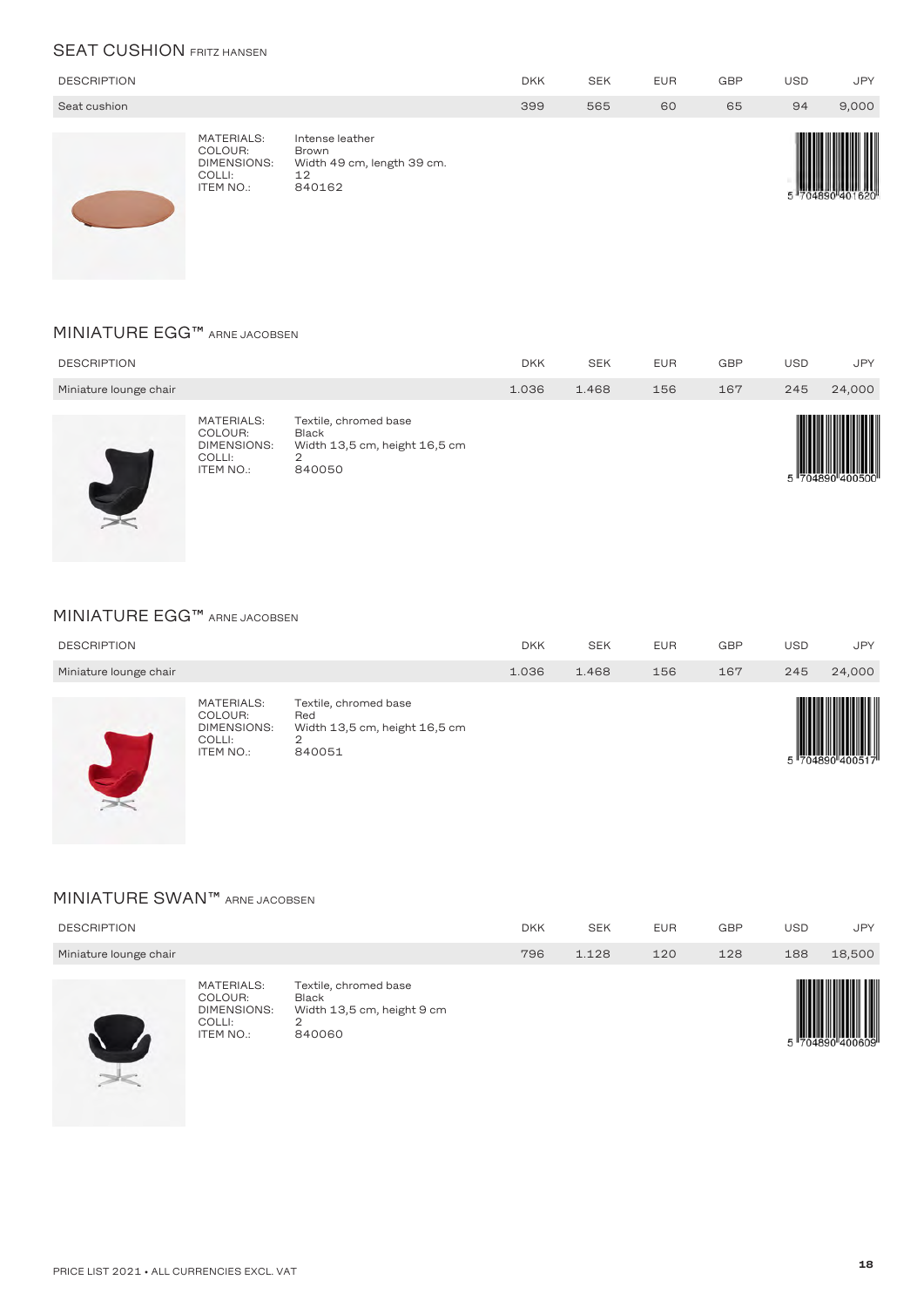## SEAT CUSHION FRITZ HANSEN

| DESCRIPTION | DKK | SEK | EUR | GBP | USD | JPY |
|---|---|---|---|---|---|---|
| Seat cushion | 399 | 565 | 60 | 65 | 94 | 9,000 |

MATERIALS: Intense leather
COLOUR: Brown
DIMENSIONS: Width 49 cm, length 39 cm.
COLLI: 12
ITEM NO.: 840162

5 704890 401620

## MINIATURE EGG™ ARNE JACOBSEN

| DESCRIPTION | DKK | SEK | EUR | GBP | USD | JPY |
|---|---|---|---|---|---|---|
| Miniature lounge chair | 1.036 | 1.468 | 156 | 167 | 245 | 24,000 |

MATERIALS: Textile, chromed base
COLOUR: Black
DIMENSIONS: Width 13,5 cm, height 16,5 cm
COLLI: 2
ITEM NO.: 840050

5 704890 400500

## MINIATURE EGG™ ARNE JACOBSEN

| DESCRIPTION | DKK | SEK | EUR | GBP | USD | JPY |
|---|---|---|---|---|---|---|
| Miniature lounge chair | 1.036 | 1.468 | 156 | 167 | 245 | 24,000 |

MATERIALS: Textile, chromed base
COLOUR: Red
DIMENSIONS: Width 13,5 cm, height 16,5 cm
COLLI: 2
ITEM NO.: 840051

5 704890 400517

## MINIATURE SWAN™ ARNE JACOBSEN

| DESCRIPTION | DKK | SEK | EUR | GBP | USD | JPY |
|---|---|---|---|---|---|---|
| Miniature lounge chair | 796 | 1.128 | 120 | 128 | 188 | 18,500 |

MATERIALS: Textile, chromed base
COLOUR: Black
DIMENSIONS: Width 13,5 cm, height 9 cm
COLLI: 2
ITEM NO.: 840060

5 704890 400609

PRICE LIST 2021 • ALL CURRENCIES EXCL. VAT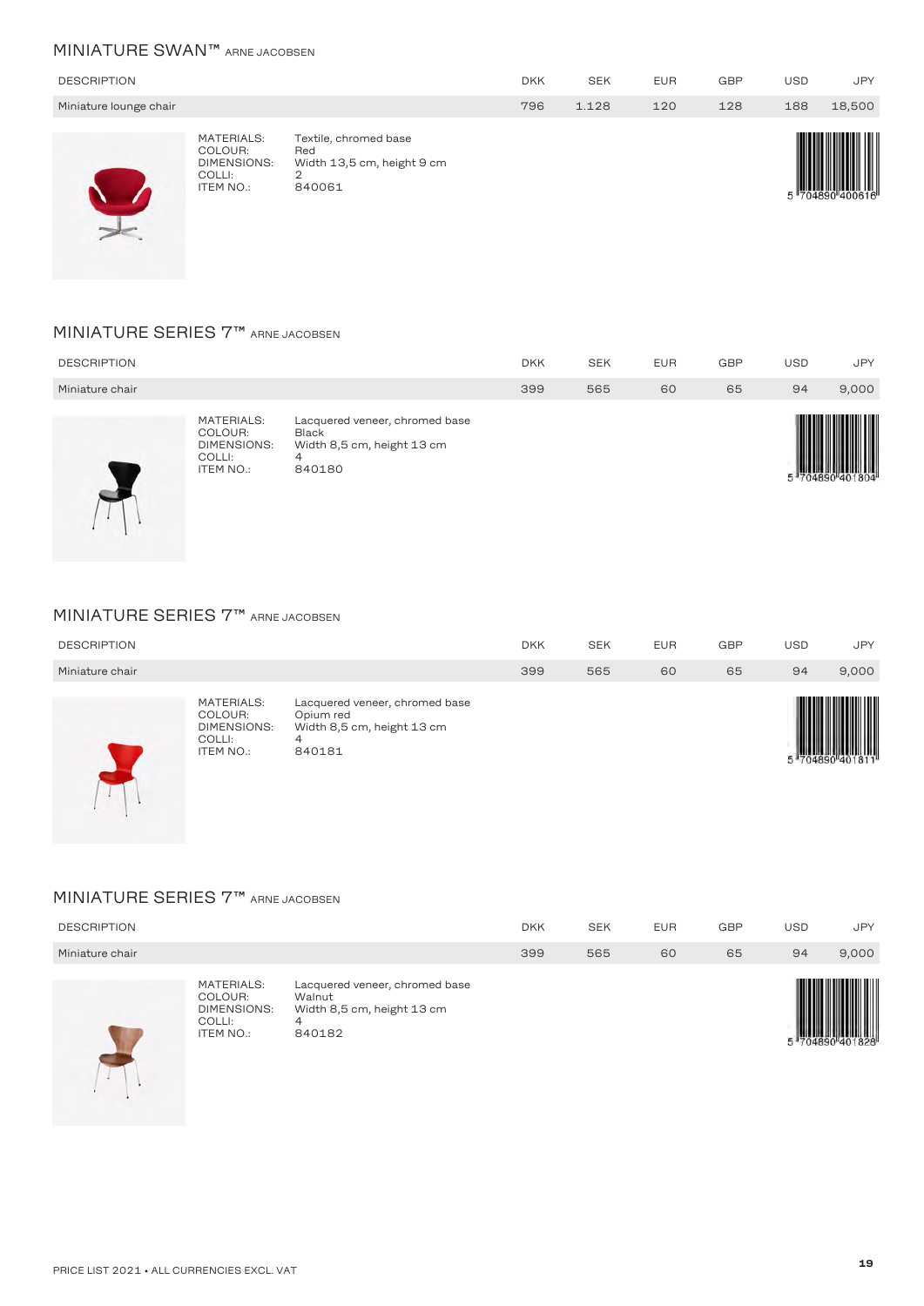## MINIATURE SWAN™ ARNE JACOBSEN

| DESCRIPTION | DKK | SEK | EUR | GBP | USD | JPY |
|---|---|---|---|---|---|---|
| Miniature lounge chair | 796 | 1.128 | 120 | 128 | 188 | 18,500 |

MATERIALS: Textile, chromed base
COLOUR: Red
DIMENSIONS: Width 13,5 cm, height 9 cm
COLLI: 2
ITEM NO.: 840061

5 704890 400616

## MINIATURE SERIES 7™ ARNE JACOBSEN

| DESCRIPTION | DKK | SEK | EUR | GBP | USD | JPY |
|---|---|---|---|---|---|---|
| Miniature chair | 399 | 565 | 60 | 65 | 94 | 9,000 |

MATERIALS: Lacquered veneer, chromed base
COLOUR: Black
DIMENSIONS: Width 8,5 cm, height 13 cm
COLLI: 4
ITEM NO.: 840180

5 704890 401804

## MINIATURE SERIES 7™ ARNE JACOBSEN

| DESCRIPTION | DKK | SEK | EUR | GBP | USD | JPY |
|---|---|---|---|---|---|---|
| Miniature chair | 399 | 565 | 60 | 65 | 94 | 9,000 |

MATERIALS: Lacquered veneer, chromed base
COLOUR: Opium red
DIMENSIONS: Width 8,5 cm, height 13 cm
COLLI: 4
ITEM NO.: 840181

5 704890 401811

## MINIATURE SERIES 7™ ARNE JACOBSEN

| DESCRIPTION | DKK | SEK | EUR | GBP | USD | JPY |
|---|---|---|---|---|---|---|
| Miniature chair | 399 | 565 | 60 | 65 | 94 | 9,000 |

MATERIALS: Lacquered veneer, chromed base
COLOUR: Walnut
DIMENSIONS: Width 8,5 cm, height 13 cm
COLLI: 4
ITEM NO.: 840182

5 704890 401828

PRICE LIST 2021 • ALL CURRENCIES EXCL. VAT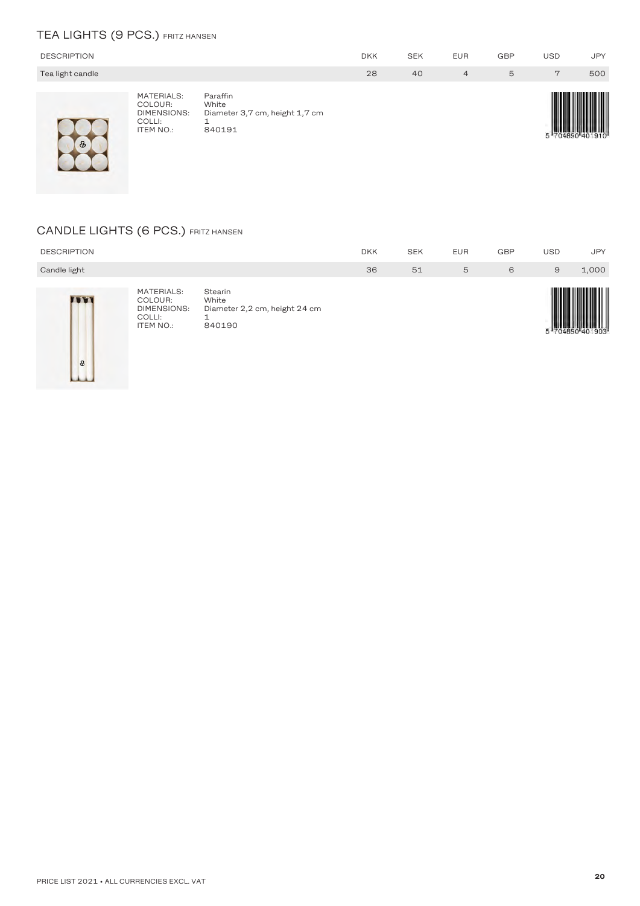## TEA LIGHTS (9 PCS.) FRITZ HANSEN

| DESCRIPTION | DKK | SEK | EUR | GBP | USD | JPY |
| --- | --- | --- | --- | --- | --- | --- |
| Tea light candle | 28 | 40 | 4 | 5 | 7 | 500 |

MATERIALS: Paraffin
COLOUR: White
DIMENSIONS: Diameter 3,7 cm, height 1,7 cm
COLLI: 1
ITEM NO.: 840191

5 704890 401910

## CANDLE LIGHTS (6 PCS.) FRITZ HANSEN

| DESCRIPTION | DKK | SEK | EUR | GBP | USD | JPY |
| --- | --- | --- | --- | --- | --- | --- |
| Candle light | 36 | 51 | 5 | 6 | 9 | 1,000 |

MATERIALS: Stearin
COLOUR: White
DIMENSIONS: Diameter 2,2 cm, height 24 cm
COLLI: 1
ITEM NO.: 840190

5 704890 401903

PRICE LIST 2021 • ALL CURRENCIES EXCL. VAT